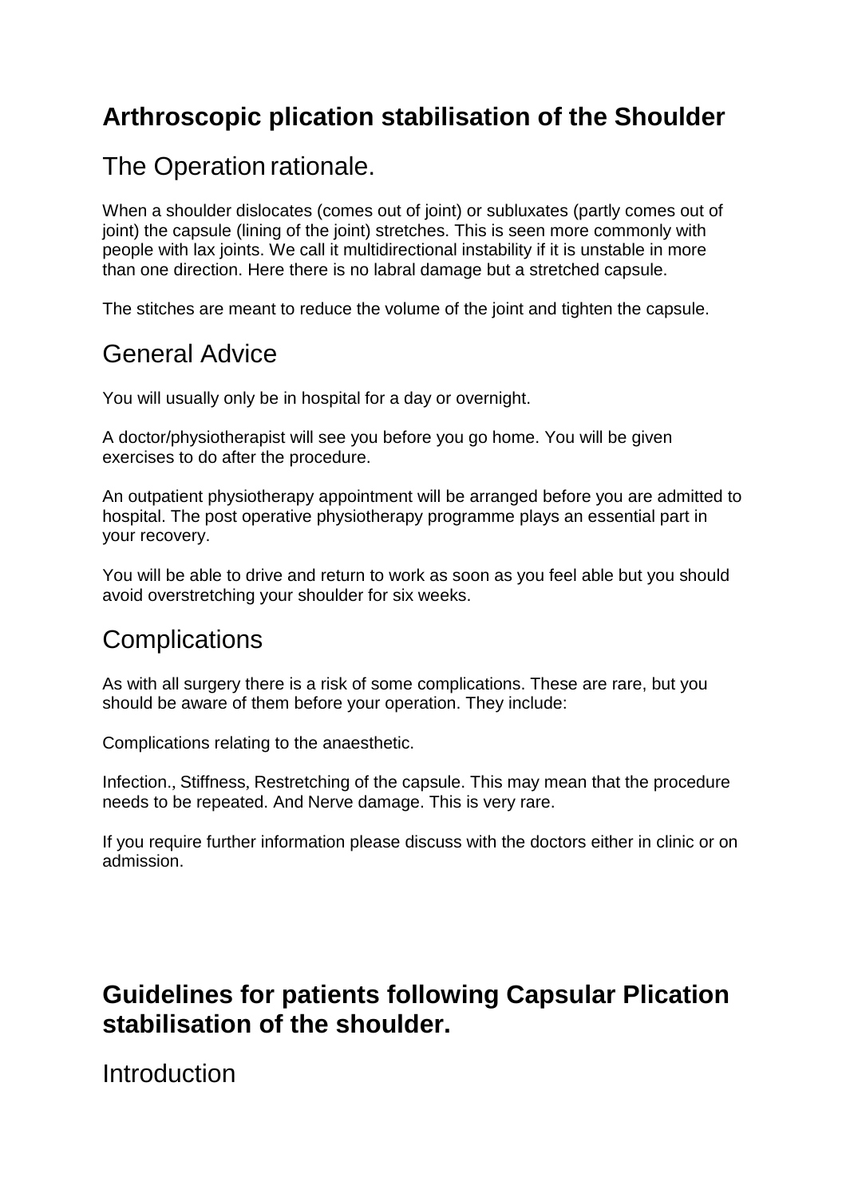# Arthroscopic plication stabilisation of the Shoulder

## The Operation rationale.

When a shoulder dislocates (comes out of joint) or subluxates (partly comes out of joint) the capsule (lining of the joint) stretches. This is seen more commonly with people with lax joints. We call it multidirectional instability if it is unstable in more than one direction. Here there is no labral damage but a stretched capsule.

The stitches are meant to reduce the volume of the joint and tighten the capsule.

## General Advice

You will usually only be in hospital for a day or overnight.

A doctor/physiotherapist will see you before you go home. You will be given exercises to do after the procedure.

An outpatient physiotherapy appointment will be arranged before you are admitted to hospital. The post operative physiotherapy programme plays an essential part in your recovery.

You will be able to drive and return to work as soon as you feel able but you should avoid overstretching your shoulder for six weeks.

## Complications

As with all surgery there is a risk of some complications. These are rare, but you should be aware of them before your operation. They include:

Complications relating to the anaesthetic.

Infection., Stiffness, Restretching of the capsule. This may mean that the procedure needs to be repeated. And Nerve damage. This is very rare.

If you require further information please discuss with the doctors either in clinic or on admission.

# Guidelines for patients following Capsular Plication stabilisation of the shoulder.

## Introduction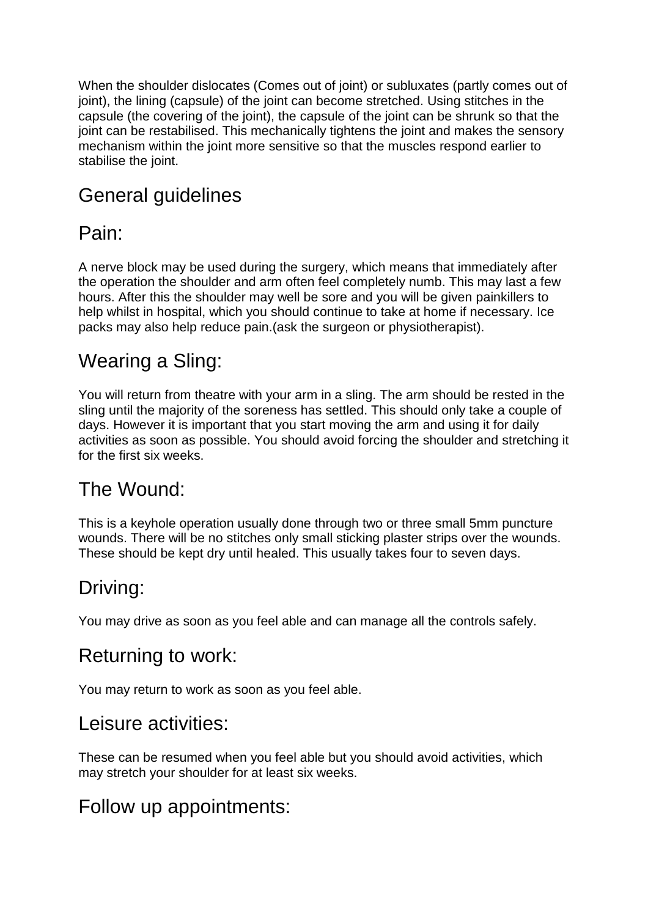When the shoulder dislocates (Comes out of joint) or subluxates (partly comes out of joint), the lining (capsule) of the joint can become stretched. Using stitches in the capsule (the covering of the joint), the capsule of the joint can be shrunk so that the joint can be restabilised. This mechanically tightens the joint and makes the sensory mechanism within the joint more sensitive so that the muscles respond earlier to stabilise the joint.

# General guidelines

## Pain:

A nerve block may be used during the surgery, which means that immediately after the operation the shoulder and arm often feel completely numb. This may last a few hours. After this the shoulder may well be sore and you will be given painkillers to help whilst in hospital, which you should continue to take at home if necessary. Ice packs may also help reduce pain.(ask the surgeon or physiotherapist).

## Wearing a Sling:

You will return from theatre with your arm in a sling. The arm should be rested in the sling until the majority of the soreness has settled. This should only take a couple of days. However it is important that you start moving the arm and using it for daily activities as soon as possible. You should avoid forcing the shoulder and stretching it for the first six weeks.

## The Wound:

This is a keyhole operation usually done through two or three small 5mm puncture wounds. There will be no stitches only small sticking plaster strips over the wounds. These should be kept dry until healed. This usually takes four to seven days.

## Driving:

You may drive as soon as you feel able and can manage all the controls safely.

## Returning to work:

You may return to work as soon as you feel able.

## Leisure activities:

These can be resumed when you feel able but you should avoid activities, which may stretch your shoulder for at least six weeks.

## Follow up appointments: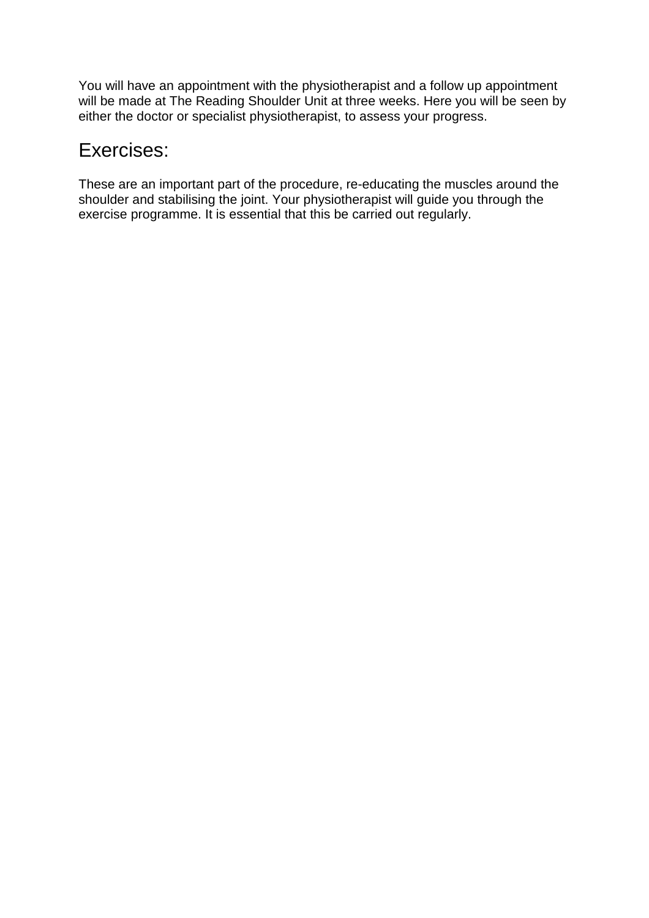You will have an appointment with the physiotherapist and a follow up appointment will be made at The Reading Shoulder Unit at three weeks. Here you will be seen by either the doctor or specialist physiotherapist, to assess your progress.

## Exercises:

These are an important part of the procedure, re-educating the muscles around the shoulder and stabilising the joint. Your physiotherapist will guide you through the exercise programme. It is essential that this be carried out regularly.